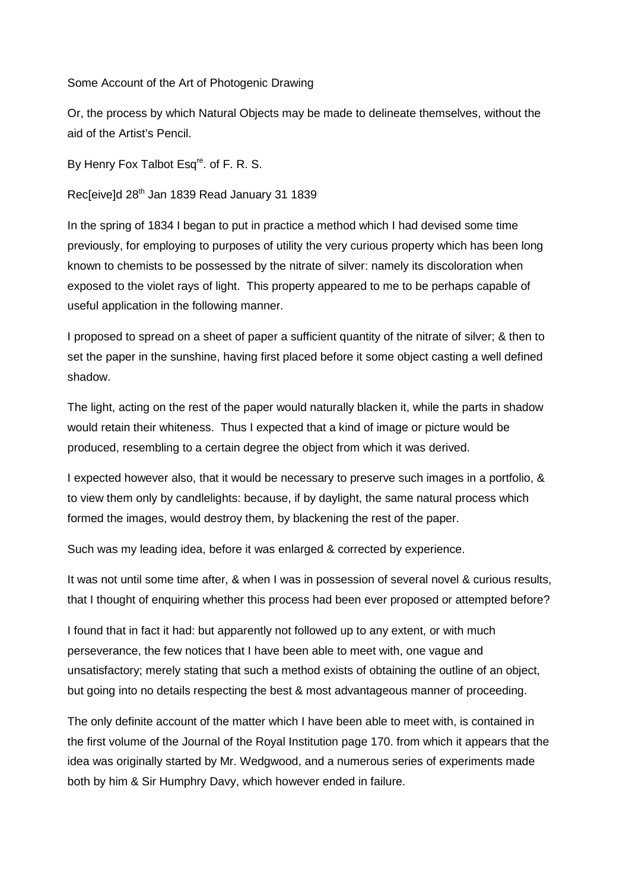# Some Account of the Art of Photogenic Drawing

Or, the process by which Natural Objects may be made to delineate themselves, without the aid of the Artist's Pencil.

By Henry Fox Talbot Esq[re]. of F. R. S.

Rec[eive]d 28[th] Jan 1839 Read January 31 1839

In the spring of 1834 I began to put in practice a method which I had devised some time previously, for employing to purposes of utility the very curious property which has been long known to chemists to be possessed by the nitrate of silver: namely its discoloration when exposed to the violet rays of light. This property appeared to me to be perhaps capable of useful application in the following manner.

I proposed to spread on a sheet of paper a sufficient quantity of the nitrate of silver; & then to set the paper in the sunshine, having first placed before it some object casting a well defined shadow.

The light, acting on the rest of the paper would naturally blacken it, while the parts in shadow would retain their whiteness. Thus I expected that a kind of image or picture would be produced, resembling to a certain degree the object from which it was derived.

I expected however also, that it would be necessary to preserve such images in a portfolio, & to view them only by candlelights: because, if by daylight, the same natural process which formed the images, would destroy them, by blackening the rest of the paper.

Such was my leading idea, before it was enlarged & corrected by experience.

It was not until some time after, & when I was in possession of several novel & curious results, that I thought of enquiring whether this process had been ever proposed or attempted before?

I found that in fact it had: but apparently not followed up to any extent, or with much perseverance, the few notices that I have been able to meet with, one vague and unsatisfactory; merely stating that such a method exists of obtaining the outline of an object, but going into no details respecting the best & most advantageous manner of proceeding.

The only definite account of the matter which I have been able to meet with, is contained in the first volume of the Journal of the Royal Institution page 170. from which it appears that the idea was originally started by Mr. Wedgwood, and a numerous series of experiments made both by him & Sir Humphry Davy, which however ended in failure.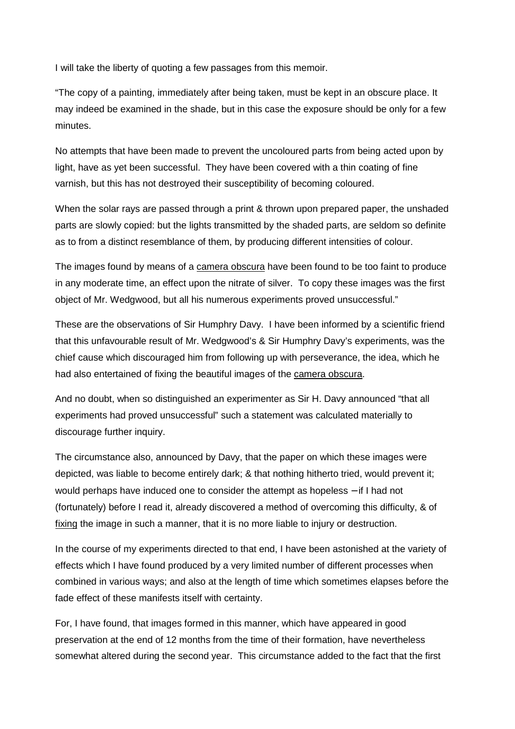I will take the liberty of quoting a few passages from this memoir.

“The copy of a painting, immediately after being taken, must be kept in an obscure place. It may indeed be examined in the shade, but in this case the exposure should be only for a few minutes.

No attempts that have been made to prevent the uncoloured parts from being acted upon by light, have as yet been successful. They have been covered with a thin coating of fine varnish, but this has not destroyed their susceptibility of becoming coloured.

When the solar rays are passed through a print & thrown upon prepared paper, the unshaded parts are slowly copied: but the lights transmitted by the shaded parts, are seldom so definite as to from a distinct resemblance of them, by producing different intensities of colour.

The images found by means of a <u>camera obscura</u> have been found to be too faint to produce in any moderate time, an effect upon the nitrate of silver. To copy these images was the first object of Mr. Wedgwood, but all his numerous experiments proved unsuccessful.”

These are the observations of Sir Humphry Davy. I have been informed by a scientific friend that this unfavourable result of Mr. Wedgwood’s & Sir Humphry Davy’s experiments, was the chief cause which discouraged him from following up with perseverance, the idea, which he had also entertained of fixing the beautiful images of the <u>camera obscura</u>.

And no doubt, when so distinguished an experimenter as Sir H. Davy announced “that all experiments had proved unsuccessful” such a statement was calculated materially to discourage further inquiry.

The circumstance also, announced by Davy, that the paper on which these images were depicted, was liable to become entirely dark; & that nothing hitherto tried, would prevent it; would perhaps have induced one to consider the attempt as hopeless – if I had not (fortunately) before I read it, already discovered a method of overcoming this difficulty, & of <u>fixing</u> the image in such a manner, that it is no more liable to injury or destruction.

In the course of my experiments directed to that end, I have been astonished at the variety of effects which I have found produced by a very limited number of different processes when combined in various ways; and also at the length of time which sometimes elapses before the fade effect of these manifests itself with certainty.

For, I have found, that images formed in this manner, which have appeared in good preservation at the end of 12 months from the time of their formation, have nevertheless somewhat altered during the second year. This circumstance added to the fact that the first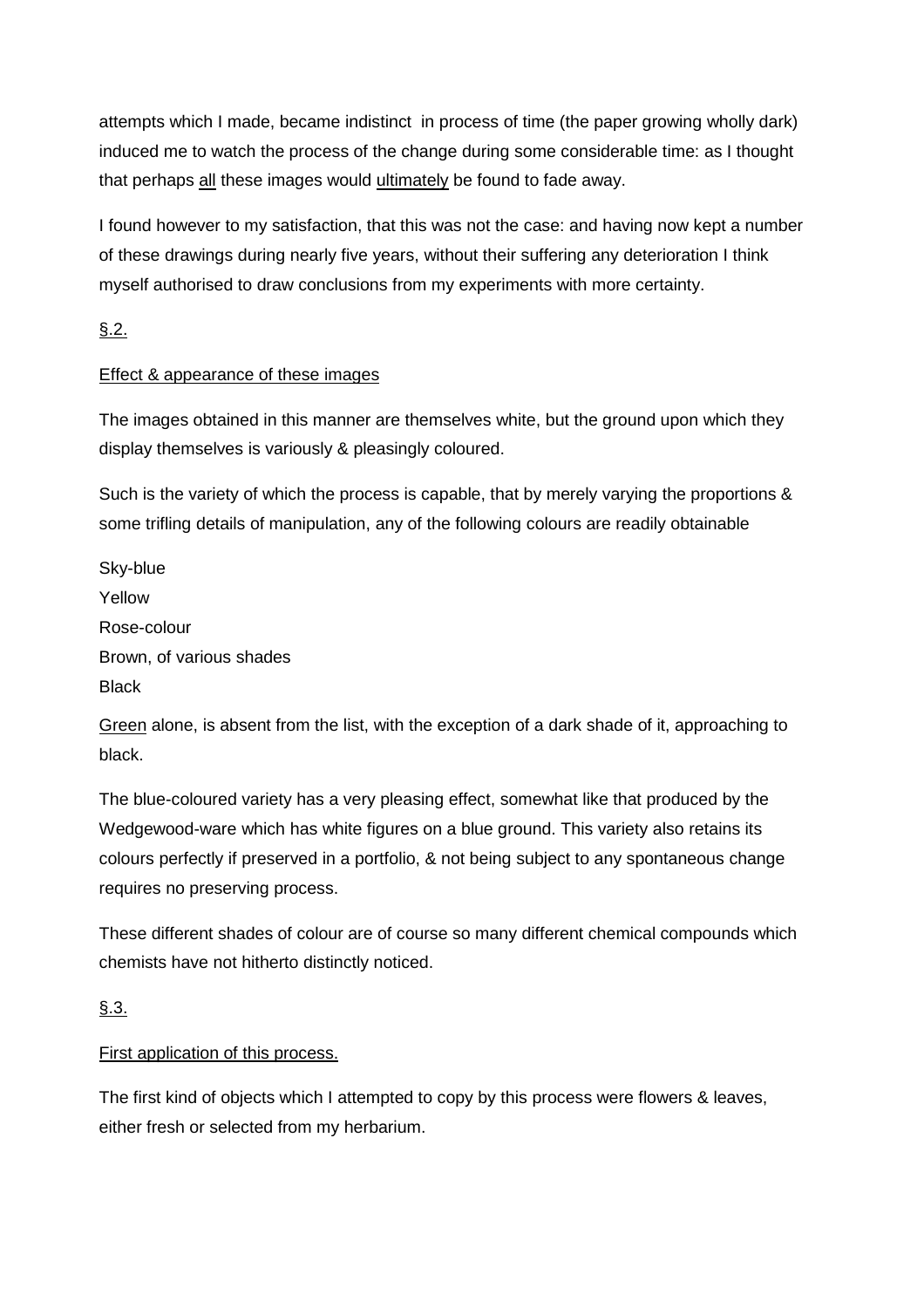attempts which I made, became indistinct  in process of time (the paper growing wholly dark) induced me to watch the process of the change during some considerable time: as I thought that perhaps <u>all</u> these images would <u>ultimately</u> be found to fade away.

I found however to my satisfaction, that this was not the case: and having now kept a number of these drawings during nearly five years, without their suffering any deterioration I think myself authorised to draw conclusions from my experiments with more certainty.

<u>§.2.</u>

<u>Effect & appearance of these images</u>

The images obtained in this manner are themselves white, but the ground upon which they display themselves is variously & pleasingly coloured.

Such is the variety of which the process is capable, that by merely varying the proportions & some trifling details of manipulation, any of the following colours are readily obtainable

Sky-blue
Yellow
Rose-colour
Brown, of various shades
Black

<u>Green</u> alone, is absent from the list, with the exception of a dark shade of it, approaching to black.

The blue-coloured variety has a very pleasing effect, somewhat like that produced by the Wedgewood-ware which has white figures on a blue ground. This variety also retains its colours perfectly if preserved in a portfolio, & not being subject to any spontaneous change requires no preserving process.

These different shades of colour are of course so many different chemical compounds which chemists have not hitherto distinctly noticed.

<u>§.3.</u>

<u>First application of this process.</u>

The first kind of objects which I attempted to copy by this process were flowers & leaves, either fresh or selected from my herbarium.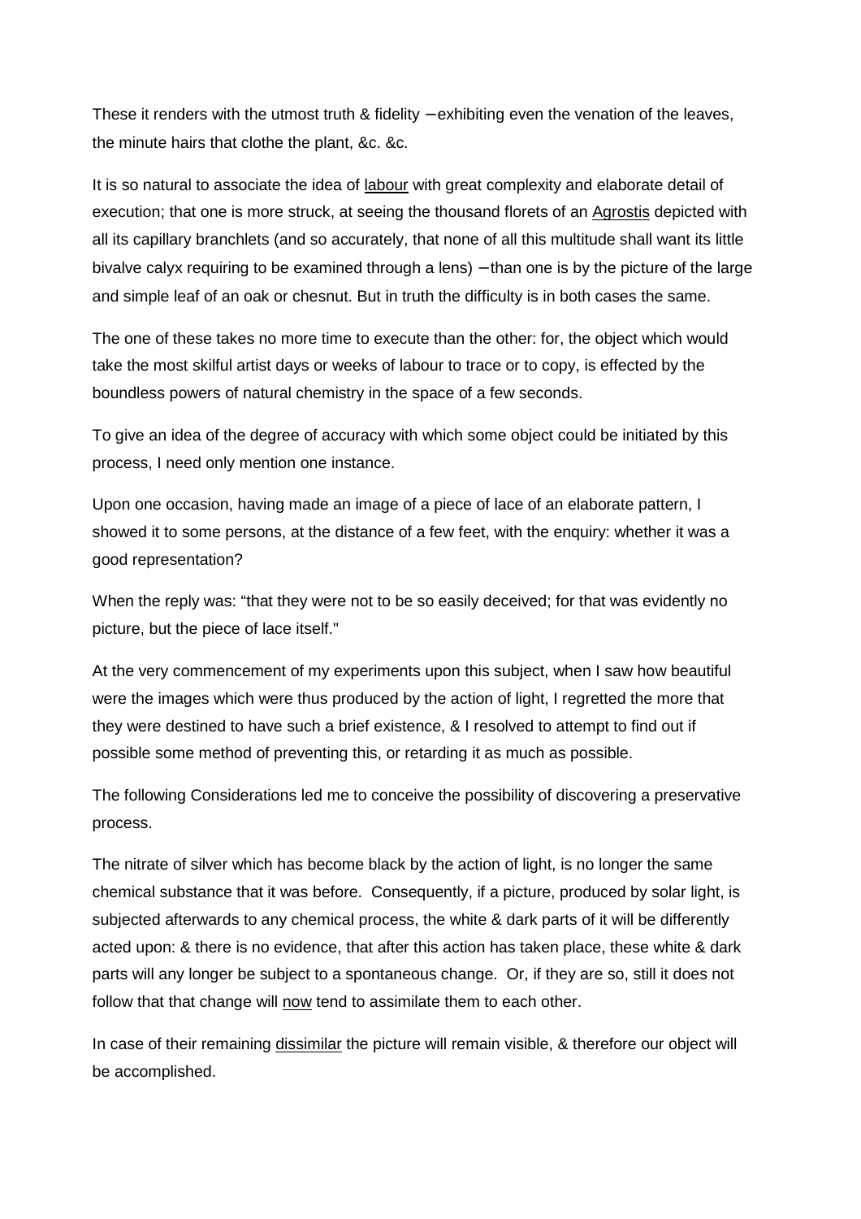These it renders with the utmost truth & fidelity – exhibiting even the venation of the leaves, the minute hairs that clothe the plant, &c. &c.

It is so natural to associate the idea of <u>labour</u> with great complexity and elaborate detail of execution; that one is more struck, at seeing the thousand florets of an <u>Agrostis</u> depicted with all its capillary branchlets (and so accurately, that none of all this multitude shall want its little bivalve calyx requiring to be examined through a lens) – than one is by the picture of the large and simple leaf of an oak or chesnut. But in truth the difficulty is in both cases the same.

The one of these takes no more time to execute than the other: for, the object which would take the most skilful artist days or weeks of labour to trace or to copy, is effected by the boundless powers of natural chemistry in the space of a few seconds.

To give an idea of the degree of accuracy with which some object could be initiated by this process, I need only mention one instance.

Upon one occasion, having made an image of a piece of lace of an elaborate pattern, I showed it to some persons, at the distance of a few feet, with the enquiry: whether it was a good representation?

When the reply was: "that they were not to be so easily deceived; for that was evidently no picture, but the piece of lace itself."

At the very commencement of my experiments upon this subject, when I saw how beautiful were the images which were thus produced by the action of light, I regretted the more that they were destined to have such a brief existence, & I resolved to attempt to find out if possible some method of preventing this, or retarding it as much as possible.

The following Considerations led me to conceive the possibility of discovering a preservative process.

The nitrate of silver which has become black by the action of light, is no longer the same chemical substance that it was before. Consequently, if a picture, produced by solar light, is subjected afterwards to any chemical process, the white & dark parts of it will be differently acted upon: & there is no evidence, that after this action has taken place, these white & dark parts will any longer be subject to a spontaneous change. Or, if they are so, still it does not follow that that change will <u>now</u> tend to assimilate them to each other.

In case of their remaining <u>dissimilar</u> the picture will remain visible, & therefore our object will be accomplished.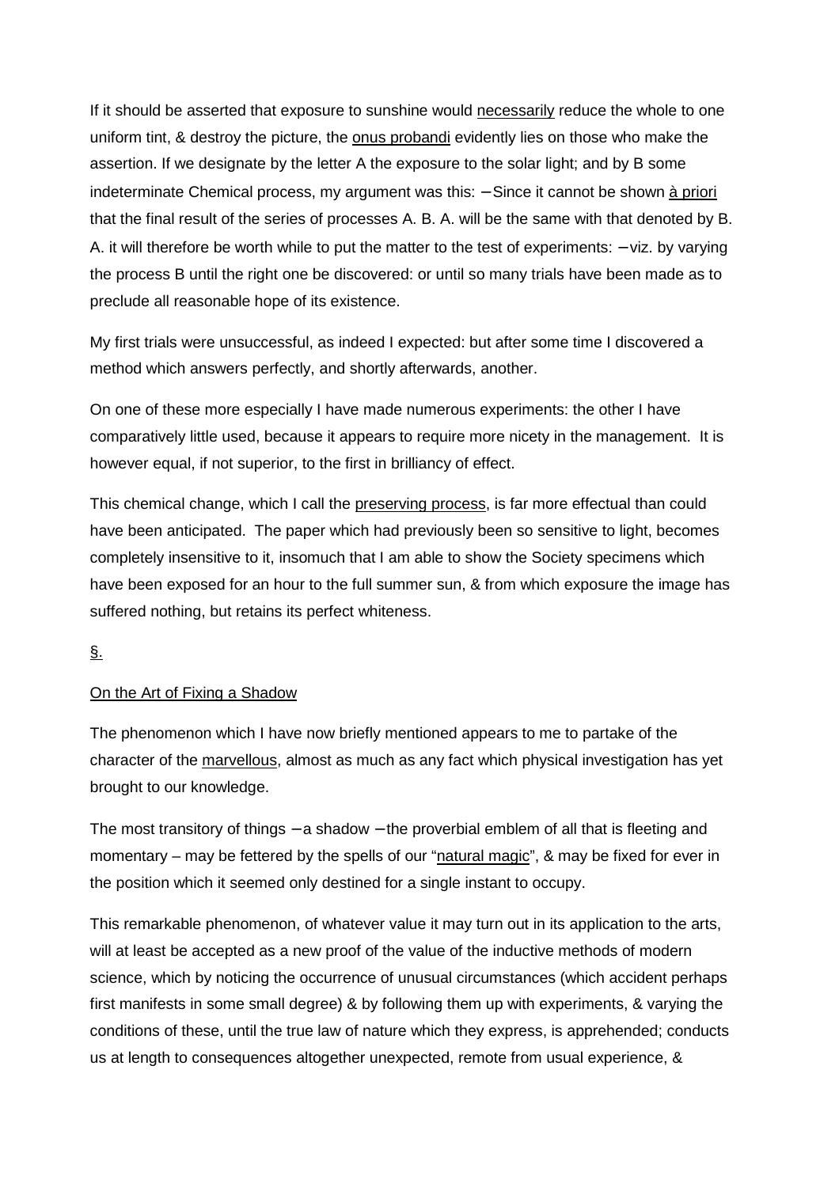If it should be asserted that exposure to sunshine would <u>necessarily</u> reduce the whole to one uniform tint, & destroy the picture, the <u>onus probandi</u> evidently lies on those who make the assertion. If we designate by the letter A the exposure to the solar light; and by B some indeterminate Chemical process, my argument was this: – Since it cannot be shown <u>à priori</u> that the final result of the series of processes A. B. A. will be the same with that denoted by B. A. it will therefore be worth while to put the matter to the test of experiments: – viz. by varying the process B until the right one be discovered: or until so many trials have been made as to preclude all reasonable hope of its existence.

My first trials were unsuccessful, as indeed I expected: but after some time I discovered a method which answers perfectly, and shortly afterwards, another.

On one of these more especially I have made numerous experiments: the other I have comparatively little used, because it appears to require more nicety in the management. It is however equal, if not superior, to the first in brilliancy of effect.

This chemical change, which I call the <u>preserving process</u>, is far more effectual than could have been anticipated. The paper which had previously been so sensitive to light, becomes completely insensitive to it, insomuch that I am able to show the Society specimens which have been exposed for an hour to the full summer sun, & from which exposure the image has suffered nothing, but retains its perfect whiteness.

<u>§.</u>

<u>On the Art of Fixing a Shadow</u>

The phenomenon which I have now briefly mentioned appears to me to partake of the character of the <u>marvellous</u>, almost as much as any fact which physical investigation has yet brought to our knowledge.

The most transitory of things – a shadow – the proverbial emblem of all that is fleeting and momentary – may be fettered by the spells of our "<u>natural magic</u>", & may be fixed for ever in the position which it seemed only destined for a single instant to occupy.

This remarkable phenomenon, of whatever value it may turn out in its application to the arts, will at least be accepted as a new proof of the value of the inductive methods of modern science, which by noticing the occurrence of unusual circumstances (which accident perhaps first manifests in some small degree) & by following them up with experiments, & varying the conditions of these, until the true law of nature which they express, is apprehended; conducts us at length to consequences altogether unexpected, remote from usual experience, &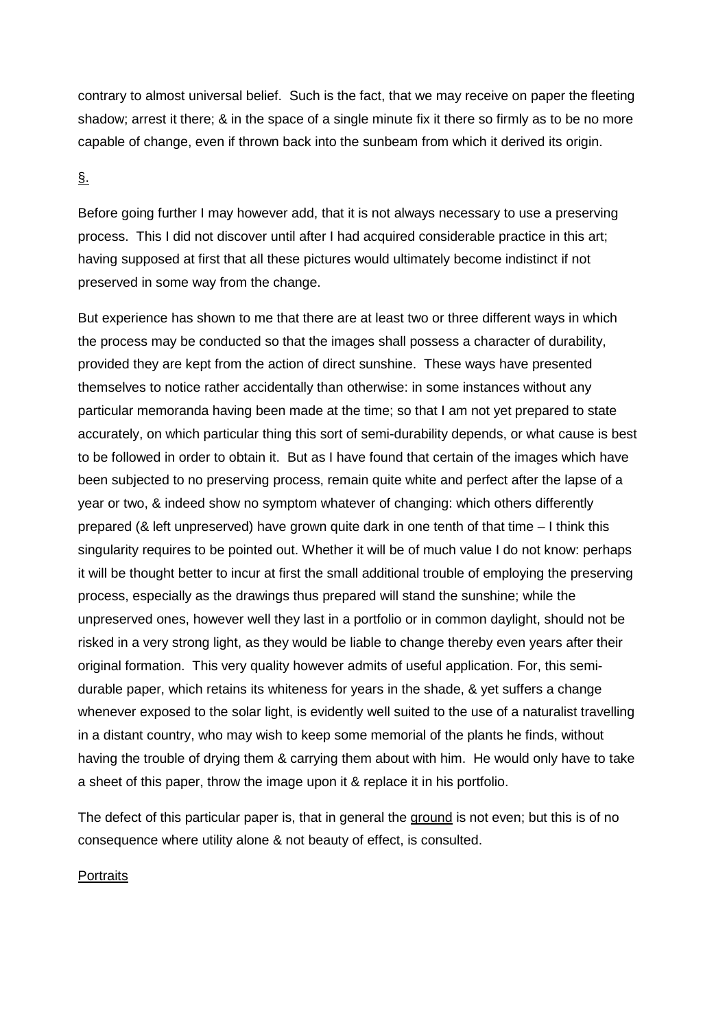contrary to almost universal belief. Such is the fact, that we may receive on paper the fleeting shadow; arrest it there; & in the space of a single minute fix it there so firmly as to be no more capable of change, even if thrown back into the sunbeam from which it derived its origin.

<u>§.</u>

Before going further I may however add, that it is not always necessary to use a preserving process. This I did not discover until after I had acquired considerable practice in this art; having supposed at first that all these pictures would ultimately become indistinct if not preserved in some way from the change.

But experience has shown to me that there are at least two or three different ways in which the process may be conducted so that the images shall possess a character of durability, provided they are kept from the action of direct sunshine. These ways have presented themselves to notice rather accidentally than otherwise: in some instances without any particular memoranda having been made at the time; so that I am not yet prepared to state accurately, on which particular thing this sort of semi-durability depends, or what cause is best to be followed in order to obtain it. But as I have found that certain of the images which have been subjected to no preserving process, remain quite white and perfect after the lapse of a year or two, & indeed show no symptom whatever of changing: which others differently prepared (& left unpreserved) have grown quite dark in one tenth of that time – I think this singularity requires to be pointed out. Whether it will be of much value I do not know: perhaps it will be thought better to incur at first the small additional trouble of employing the preserving process, especially as the drawings thus prepared will stand the sunshine; while the unpreserved ones, however well they last in a portfolio or in common daylight, should not be risked in a very strong light, as they would be liable to change thereby even years after their original formation. This very quality however admits of useful application. For, this semi-durable paper, which retains its whiteness for years in the shade, & yet suffers a change whenever exposed to the solar light, is evidently well suited to the use of a naturalist travelling in a distant country, who may wish to keep some memorial of the plants he finds, without having the trouble of drying them & carrying them about with him. He would only have to take a sheet of this paper, throw the image upon it & replace it in his portfolio.

The defect of this particular paper is, that in general the <u>ground</u> is not even; but this is of no consequence where utility alone & not beauty of effect, is consulted.

<u>Portraits</u>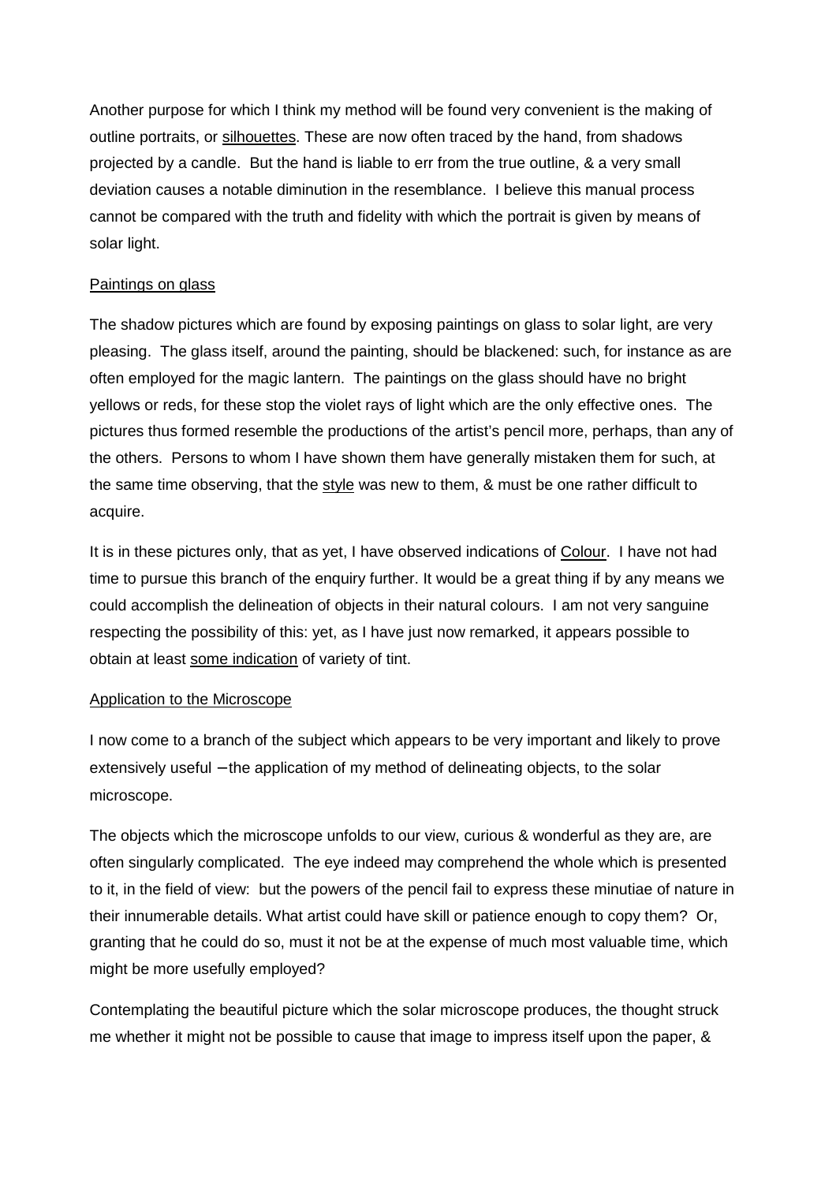Another purpose for which I think my method will be found very convenient is the making of outline portraits, or <u>silhouettes</u>. These are now often traced by the hand, from shadows projected by a candle. But the hand is liable to err from the true outline, & a very small deviation causes a notable diminution in the resemblance. I believe this manual process cannot be compared with the truth and fidelity with which the portrait is given by means of solar light.

<u>Paintings on glass</u>

The shadow pictures which are found by exposing paintings on glass to solar light, are very pleasing. The glass itself, around the painting, should be blackened: such, for instance as are often employed for the magic lantern. The paintings on the glass should have no bright yellows or reds, for these stop the violet rays of light which are the only effective ones. The pictures thus formed resemble the productions of the artist's pencil more, perhaps, than any of the others. Persons to whom I have shown them have generally mistaken them for such, at the same time observing, that the <u>style</u> was new to them, & must be one rather difficult to acquire.

It is in these pictures only, that as yet, I have observed indications of <u>Colour</u>. I have not had time to pursue this branch of the enquiry further. It would be a great thing if by any means we could accomplish the delineation of objects in their natural colours. I am not very sanguine respecting the possibility of this: yet, as I have just now remarked, it appears possible to obtain at least <u>some indication</u> of variety of tint.

<u>Application to the Microscope</u>

I now come to a branch of the subject which appears to be very important and likely to prove extensively useful – the application of my method of delineating objects, to the solar microscope.

The objects which the microscope unfolds to our view, curious & wonderful as they are, are often singularly complicated. The eye indeed may comprehend the whole which is presented to it, in the field of view: but the powers of the pencil fail to express these minutiae of nature in their innumerable details. What artist could have skill or patience enough to copy them? Or, granting that he could do so, must it not be at the expense of much most valuable time, which might be more usefully employed?

Contemplating the beautiful picture which the solar microscope produces, the thought struck me whether it might not be possible to cause that image to impress itself upon the paper, &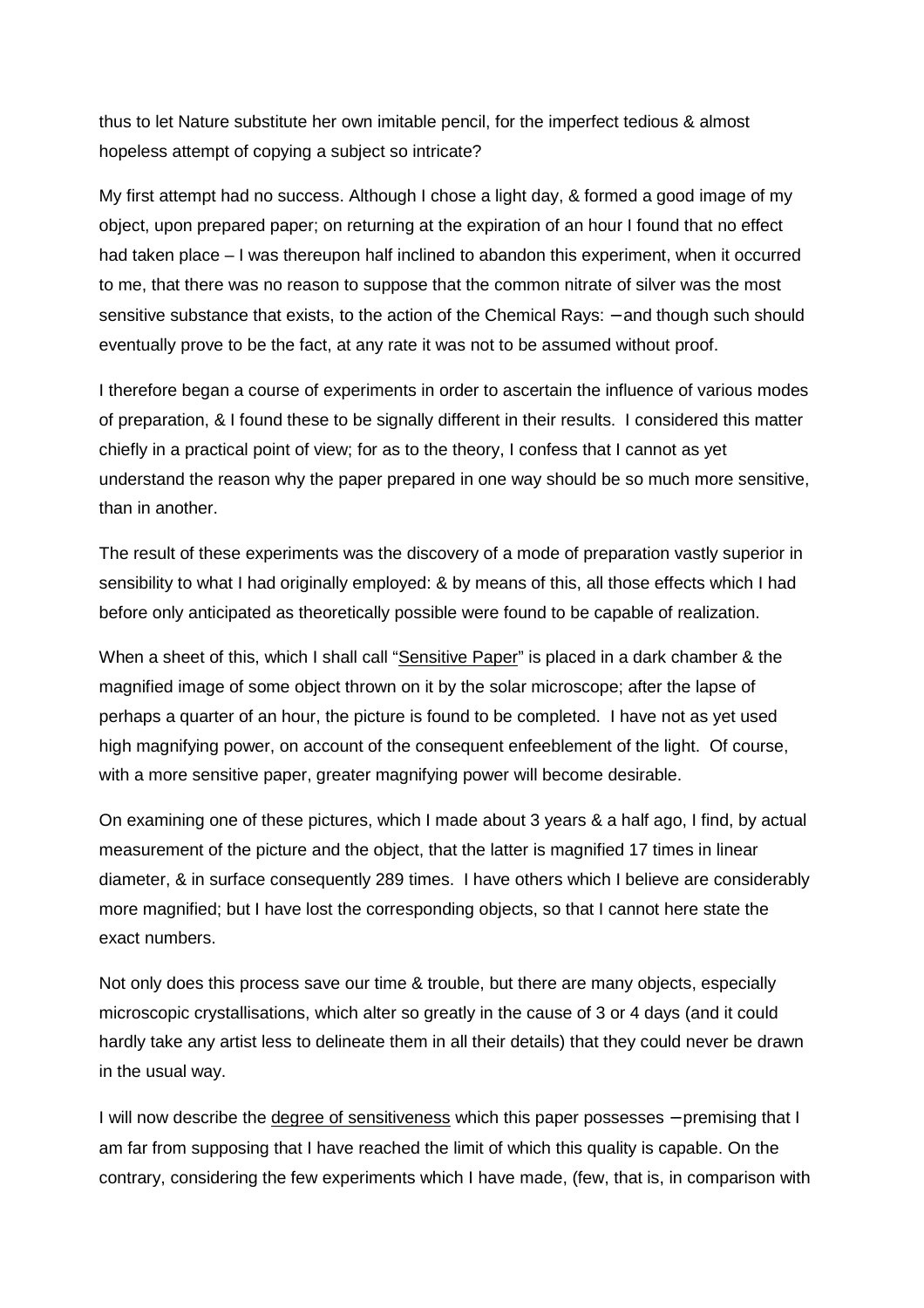thus to let Nature substitute her own imitable pencil, for the imperfect tedious & almost hopeless attempt of copying a subject so intricate?

My first attempt had no success. Although I chose a light day, & formed a good image of my object, upon prepared paper; on returning at the expiration of an hour I found that no effect had taken place – I was thereupon half inclined to abandon this experiment, when it occurred to me, that there was no reason to suppose that the common nitrate of silver was the most sensitive substance that exists, to the action of the Chemical Rays: – and though such should eventually prove to be the fact, at any rate it was not to be assumed without proof.

I therefore began a course of experiments in order to ascertain the influence of various modes of preparation, & I found these to be signally different in their results. I considered this matter chiefly in a practical point of view; for as to the theory, I confess that I cannot as yet understand the reason why the paper prepared in one way should be so much more sensitive, than in another.

The result of these experiments was the discovery of a mode of preparation vastly superior in sensibility to what I had originally employed: & by means of this, all those effects which I had before only anticipated as theoretically possible were found to be capable of realization.

When a sheet of this, which I shall call "<u>Sensitive Paper</u>" is placed in a dark chamber & the magnified image of some object thrown on it by the solar microscope; after the lapse of perhaps a quarter of an hour, the picture is found to be completed. I have not as yet used high magnifying power, on account of the consequent enfeeblement of the light. Of course, with a more sensitive paper, greater magnifying power will become desirable.

On examining one of these pictures, which I made about 3 years & a half ago, I find, by actual measurement of the picture and the object, that the latter is magnified 17 times in linear diameter, & in surface consequently 289 times. I have others which I believe are considerably more magnified; but I have lost the corresponding objects, so that I cannot here state the exact numbers.

Not only does this process save our time & trouble, but there are many objects, especially microscopic crystallisations, which alter so greatly in the cause of 3 or 4 days (and it could hardly take any artist less to delineate them in all their details) that they could never be drawn in the usual way.

I will now describe the <u>degree of sensitiveness</u> which this paper possesses – premising that I am far from supposing that I have reached the limit of which this quality is capable. On the contrary, considering the few experiments which I have made, (few, that is, in comparison with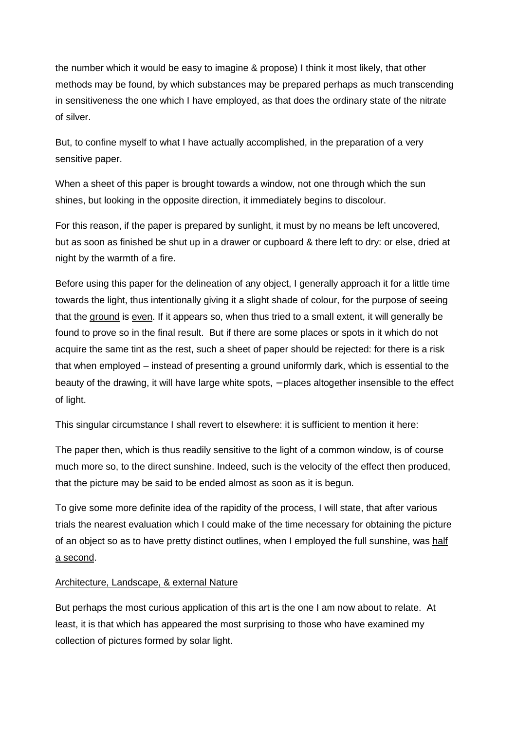the number which it would be easy to imagine & propose) I think it most likely, that other methods may be found, by which substances may be prepared perhaps as much transcending in sensitiveness the one which I have employed, as that does the ordinary state of the nitrate of silver.

But, to confine myself to what I have actually accomplished, in the preparation of a very sensitive paper.

When a sheet of this paper is brought towards a window, not one through which the sun shines, but looking in the opposite direction, it immediately begins to discolour.

For this reason, if the paper is prepared by sunlight, it must by no means be left uncovered, but as soon as finished be shut up in a drawer or cupboard & there left to dry: or else, dried at night by the warmth of a fire.

Before using this paper for the delineation of any object, I generally approach it for a little time towards the light, thus intentionally giving it a slight shade of colour, for the purpose of seeing that the <u>ground</u> is <u>even</u>. If it appears so, when thus tried to a small extent, it will generally be found to prove so in the final result. But if there are some places or spots in it which do not acquire the same tint as the rest, such a sheet of paper should be rejected: for there is a risk that when employed – instead of presenting a ground uniformly dark, which is essential to the beauty of the drawing, it will have large white spots, – places altogether insensible to the effect of light.

This singular circumstance I shall revert to elsewhere: it is sufficient to mention it here:

The paper then, which is thus readily sensitive to the light of a common window, is of course much more so, to the direct sunshine. Indeed, such is the velocity of the effect then produced, that the picture may be said to be ended almost as soon as it is begun.

To give some more definite idea of the rapidity of the process, I will state, that after various trials the nearest evaluation which I could make of the time necessary for obtaining the picture of an object so as to have pretty distinct outlines, when I employed the full sunshine, was <u>half a second</u>.

<u>Architecture, Landscape, & external Nature</u>

But perhaps the most curious application of this art is the one I am now about to relate. At least, it is that which has appeared the most surprising to those who have examined my collection of pictures formed by solar light.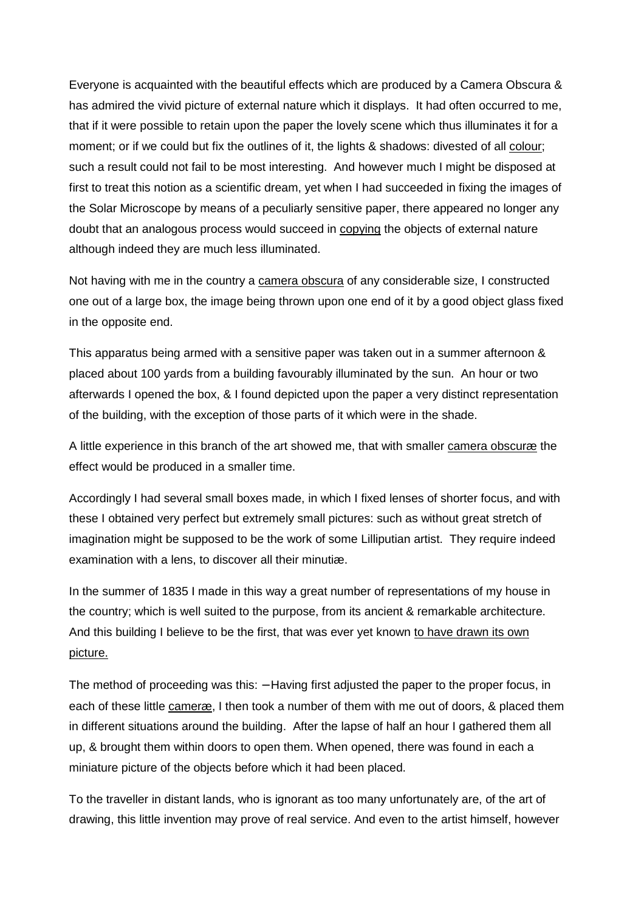Everyone is acquainted with the beautiful effects which are produced by a Camera Obscura & has admired the vivid picture of external nature which it displays.  It had often occurred to me, that if it were possible to retain upon the paper the lovely scene which thus illuminates it for a moment; or if we could but fix the outlines of it, the lights & shadows: divested of all <u>colour</u>; such a result could not fail to be most interesting.  And however much I might be disposed at first to treat this notion as a scientific dream, yet when I had succeeded in fixing the images of the Solar Microscope by means of a peculiarly sensitive paper, there appeared no longer any doubt that an analogous process would succeed in <u>copying</u> the objects of external nature although indeed they are much less illuminated.

Not having with me in the country a <u>camera obscura</u> of any considerable size, I constructed one out of a large box, the image being thrown upon one end of it by a good object glass fixed in the opposite end.

This apparatus being armed with a sensitive paper was taken out in a summer afternoon & placed about 100 yards from a building favourably illuminated by the sun.  An hour or two afterwards I opened the box, & I found depicted upon the paper a very distinct representation of the building, with the exception of those parts of it which were in the shade.

A little experience in this branch of the art showed me, that with smaller <u>camera obscuræ</u> the effect would be produced in a smaller time.

Accordingly I had several small boxes made, in which I fixed lenses of shorter focus, and with these I obtained very perfect but extremely small pictures: such as without great stretch of imagination might be supposed to be the work of some Lilliputian artist.  They require indeed examination with a lens, to discover all their minutiæ.

In the summer of 1835 I made in this way a great number of representations of my house in the country; which is well suited to the purpose, from its ancient & remarkable architecture. And this building I believe to be the first, that was ever yet known <u>to have drawn its own picture.</u>

The method of proceeding was this: – Having first adjusted the paper to the proper focus, in each of these little <u>cameræ</u>, I then took a number of them with me out of doors, & placed them in different situations around the building.  After the lapse of half an hour I gathered them all up, & brought them within doors to open them. When opened, there was found in each a miniature picture of the objects before which it had been placed.

To the traveller in distant lands, who is ignorant as too many unfortunately are, of the art of drawing, this little invention may prove of real service. And even to the artist himself, however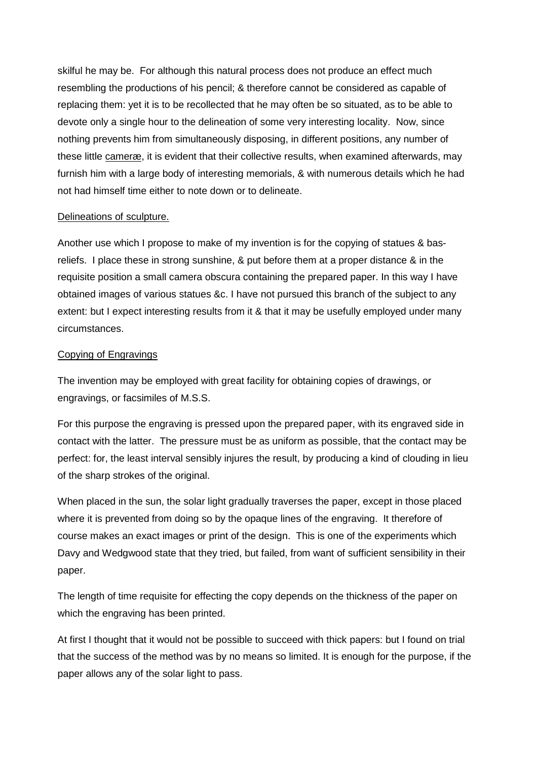skilful he may be. For although this natural process does not produce an effect much resembling the productions of his pencil; & therefore cannot be considered as capable of replacing them: yet it is to be recollected that he may often be so situated, as to be able to devote only a single hour to the delineation of some very interesting locality. Now, since nothing prevents him from simultaneously disposing, in different positions, any number of these little <u>cameræ</u>, it is evident that their collective results, when examined afterwards, may furnish him with a large body of interesting memorials, & with numerous details which he had not had himself time either to note down or to delineate.

<u>Delineations of sculpture.</u>

Another use which I propose to make of my invention is for the copying of statues & bas-reliefs. I place these in strong sunshine, & put before them at a proper distance & in the requisite position a small camera obscura containing the prepared paper. In this way I have obtained images of various statues &c. I have not pursued this branch of the subject to any extent: but I expect interesting results from it & that it may be usefully employed under many circumstances.

<u>Copying of Engravings</u>

The invention may be employed with great facility for obtaining copies of drawings, or engravings, or facsimiles of M.S.S.

For this purpose the engraving is pressed upon the prepared paper, with its engraved side in contact with the latter. The pressure must be as uniform as possible, that the contact may be perfect: for, the least interval sensibly injures the result, by producing a kind of clouding in lieu of the sharp strokes of the original.

When placed in the sun, the solar light gradually traverses the paper, except in those placed where it is prevented from doing so by the opaque lines of the engraving. It therefore of course makes an exact images or print of the design. This is one of the experiments which Davy and Wedgwood state that they tried, but failed, from want of sufficient sensibility in their paper.

The length of time requisite for effecting the copy depends on the thickness of the paper on which the engraving has been printed.

At first I thought that it would not be possible to succeed with thick papers: but I found on trial that the success of the method was by no means so limited. It is enough for the purpose, if the paper allows any of the solar light to pass.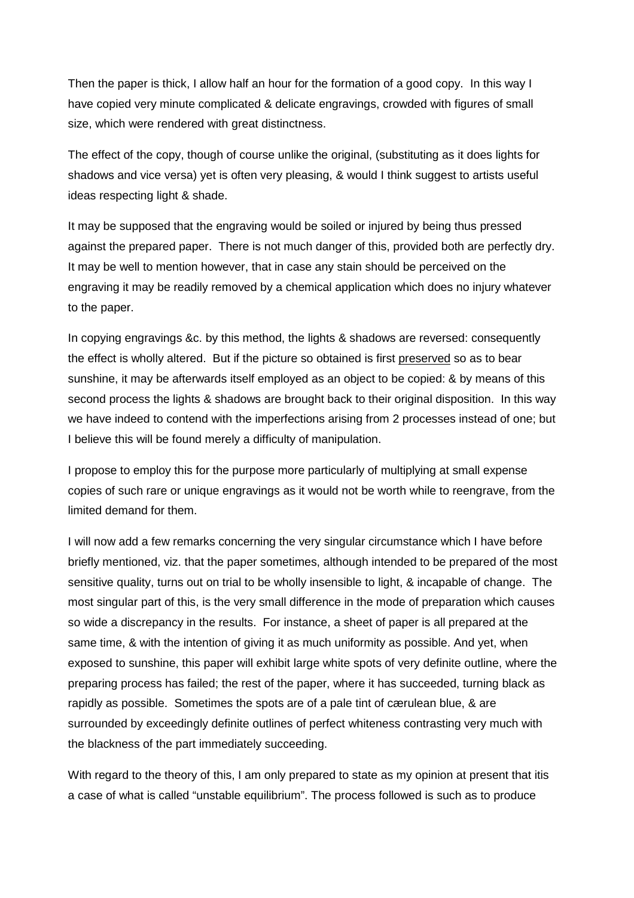Then the paper is thick, I allow half an hour for the formation of a good copy.  In this way I have copied very minute complicated & delicate engravings, crowded with figures of small size, which were rendered with great distinctness.

The effect of the copy, though of course unlike the original, (substituting as it does lights for shadows and vice versa) yet is often very pleasing, & would I think suggest to artists useful ideas respecting light & shade.

It may be supposed that the engraving would be soiled or injured by being thus pressed against the prepared paper.  There is not much danger of this, provided both are perfectly dry. It may be well to mention however, that in case any stain should be perceived on the engraving it may be readily removed by a chemical application which does no injury whatever to the paper.

In copying engravings &c. by this method, the lights & shadows are reversed: consequently the effect is wholly altered.  But if the picture so obtained is first <u>preserved</u> so as to bear sunshine, it may be afterwards itself employed as an object to be copied: & by means of this second process the lights & shadows are brought back to their original disposition.  In this way we have indeed to contend with the imperfections arising from 2 processes instead of one; but I believe this will be found merely a difficulty of manipulation.

I propose to employ this for the purpose more particularly of multiplying at small expense copies of such rare or unique engravings as it would not be worth while to reengrave, from the limited demand for them.

I will now add a few remarks concerning the very singular circumstance which I have before briefly mentioned, viz. that the paper sometimes, although intended to be prepared of the most sensitive quality, turns out on trial to be wholly insensible to light, & incapable of change.  The most singular part of this, is the very small difference in the mode of preparation which causes so wide a discrepancy in the results.  For instance, a sheet of paper is all prepared at the same time, & with the intention of giving it as much uniformity as possible. And yet, when exposed to sunshine, this paper will exhibit large white spots of very definite outline, where the preparing process has failed; the rest of the paper, where it has succeeded, turning black as rapidly as possible.  Sometimes the spots are of a pale tint of cærulean blue, & are surrounded by exceedingly definite outlines of perfect whiteness contrasting very much with the blackness of the part immediately succeeding.

With regard to the theory of this, I am only prepared to state as my opinion at present that itis a case of what is called "unstable equilibrium". The process followed is such as to produce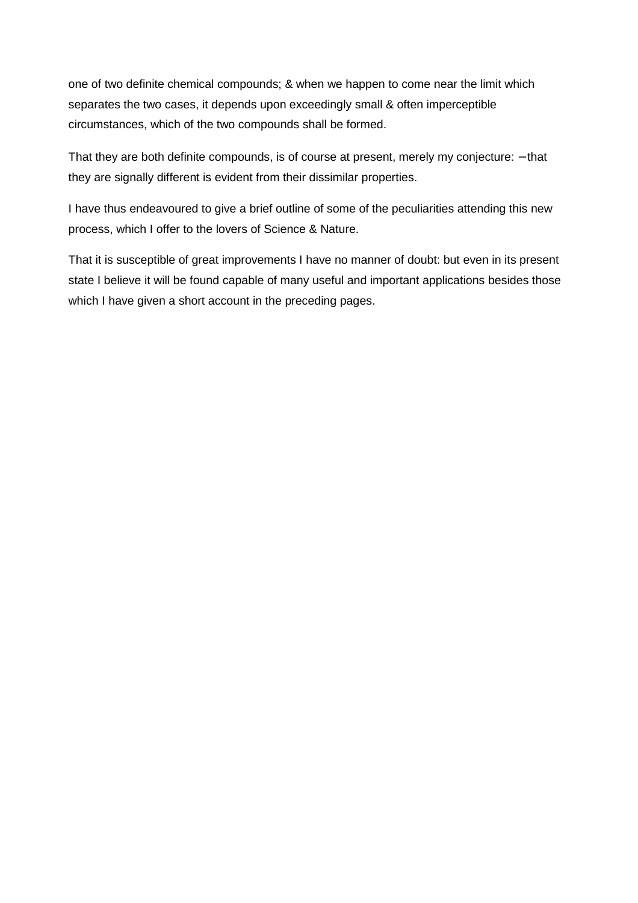one of two definite chemical compounds; & when we happen to come near the limit which separates the two cases, it depends upon exceedingly small & often imperceptible circumstances, which of the two compounds shall be formed.

That they are both definite compounds, is of course at present, merely my conjecture: –that they are signally different is evident from their dissimilar properties.

I have thus endeavoured to give a brief outline of some of the peculiarities attending this new process, which I offer to the lovers of Science & Nature.

That it is susceptible of great improvements I have no manner of doubt: but even in its present state I believe it will be found capable of many useful and important applications besides those which I have given a short account in the preceding pages.